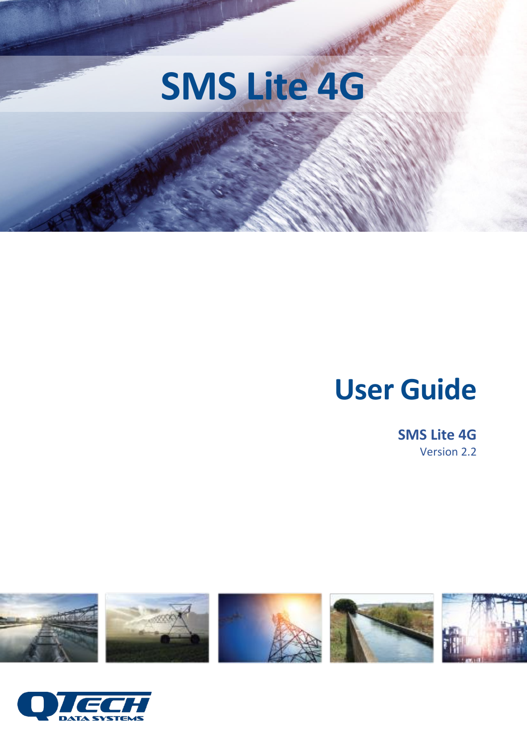# SMS Lite 4G

## User Guide

**SMS Lite 4G**

Version 2.2

QTECH DATA SYSTEMS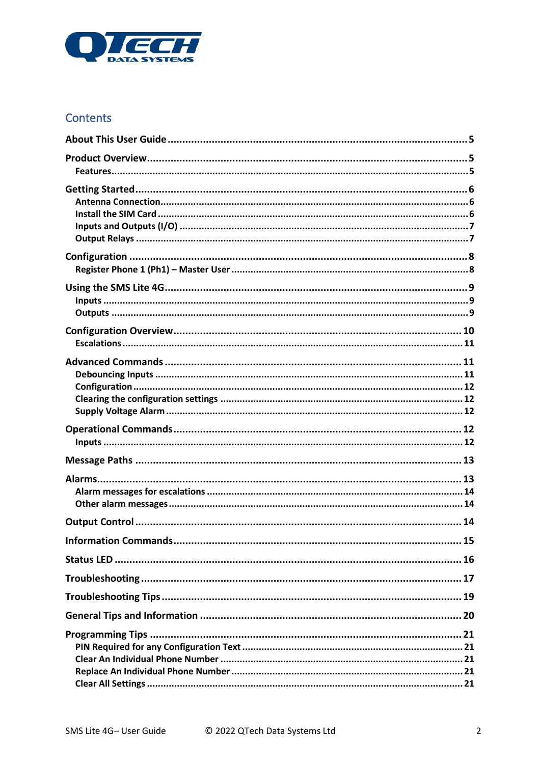## Contents

- **About This User Guide** ..... 5
- **Product Overview** ..... 5
  - Features ..... 5
- **Getting Started** ..... 6
  - Antenna Connection ..... 6
  - Install the SIM Card ..... 6
  - Inputs and Outputs (I/O) ..... 7
  - Output Relays ..... 7
- **Configuration** ..... 8
  - Register Phone 1 (Ph1) – Master User ..... 8
- **Using the SMS Lite 4G** ..... 9
  - Inputs ..... 9
  - Outputs ..... 9
- **Configuration Overview** ..... 10
  - Escalations ..... 11
- **Advanced Commands** ..... 11
  - Debouncing Inputs ..... 11
  - Configuration ..... 12
  - Clearing the configuration settings ..... 12
  - Supply Voltage Alarm ..... 12
- **Operational Commands** ..... 12
  - Inputs ..... 12
- **Message Paths** ..... 13
- **Alarms** ..... 13
  - Alarm messages for escalations ..... 14
  - Other alarm messages ..... 14
- **Output Control** ..... 14
- **Information Commands** ..... 15
- **Status LED** ..... 16
- **Troubleshooting** ..... 17
- **Troubleshooting Tips** ..... 19
- **General Tips and Information** ..... 20
- **Programming Tips** ..... 21
  - PIN Required for any Configuration Text ..... 21
  - Clear An Individual Phone Number ..... 21
  - Replace An Individual Phone Number ..... 21
  - Clear All Settings ..... 21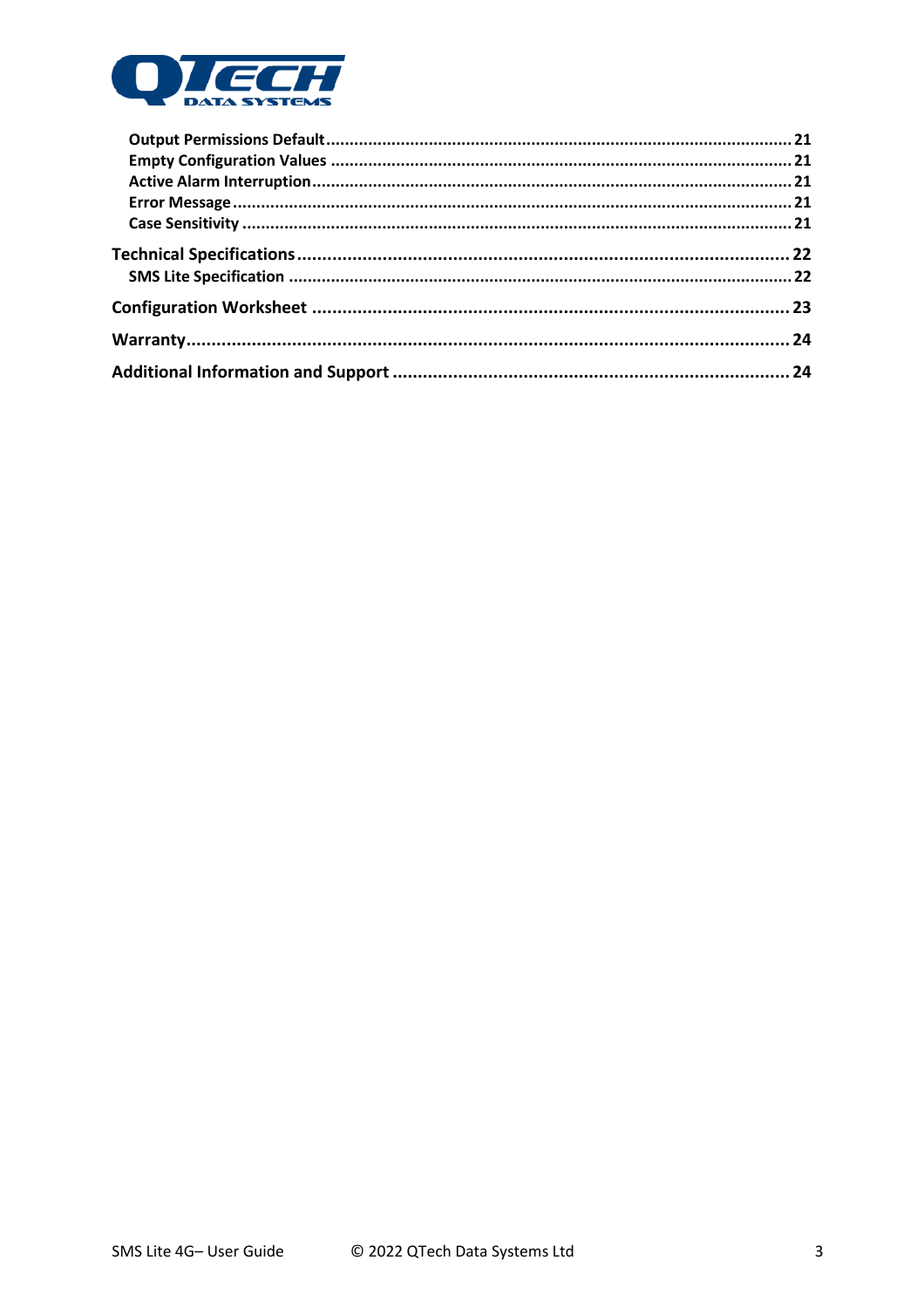Output Permissions Default ........ 21
Empty Configuration Values ........ 21
Active Alarm Interruption ........ 21
Error Message ........ 21
Case Sensitivity ........ 21

**Technical Specifications** ........ 22

SMS Lite Specification ........ 22

**Configuration Worksheet** ........ 23

**Warranty** ........ 24

**Additional Information and Support** ........ 24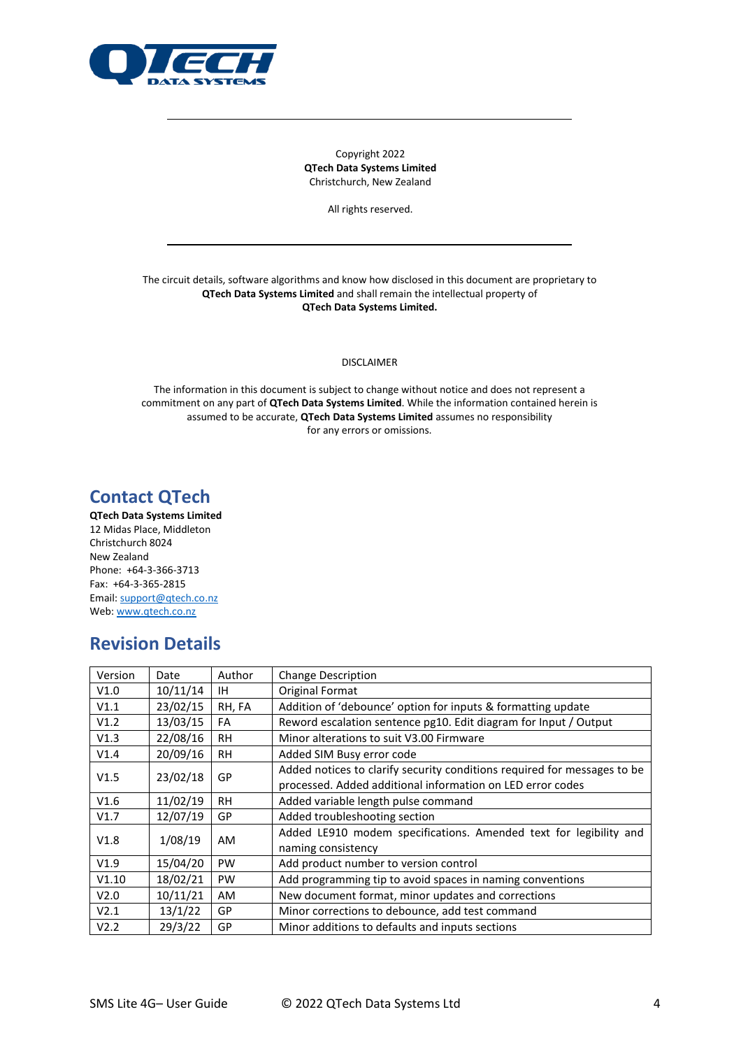Copyright 2022
**QTech Data Systems Limited**
Christchurch, New Zealand

All rights reserved.

---

The circuit details, software algorithms and know how disclosed in this document are proprietary to **QTech Data Systems Limited** and shall remain the intellectual property of **QTech Data Systems Limited.**

DISCLAIMER

The information in this document is subject to change without notice and does not represent a commitment on any part of **QTech Data Systems Limited**. While the information contained herein is assumed to be accurate, **QTech Data Systems Limited** assumes no responsibility for any errors or omissions.

## Contact QTech

**QTech Data Systems Limited**
12 Midas Place, Middleton
Christchurch 8024
New Zealand
Phone: +64-3-366-3713
Fax: +64-3-365-2815
Email: support@qtech.co.nz
Web: www.qtech.co.nz

## Revision Details

| Version | Date | Author | Change Description |
|---|---|---|---|
| V1.0 | 10/11/14 | IH | Original Format |
| V1.1 | 23/02/15 | RH, FA | Addition of 'debounce' option for inputs & formatting update |
| V1.2 | 13/03/15 | FA | Reword escalation sentence pg10. Edit diagram for Input / Output |
| V1.3 | 22/08/16 | RH | Minor alterations to suit V3.00 Firmware |
| V1.4 | 20/09/16 | RH | Added SIM Busy error code |
| V1.5 | 23/02/18 | GP | Added notices to clarify security conditions required for messages to be processed. Added additional information on LED error codes |
| V1.6 | 11/02/19 | RH | Added variable length pulse command |
| V1.7 | 12/07/19 | GP | Added troubleshooting section |
| V1.8 | 1/08/19 | AM | Added LE910 modem specifications. Amended text for legibility and naming consistency |
| V1.9 | 15/04/20 | PW | Add product number to version control |
| V1.10 | 18/02/21 | PW | Add programming tip to avoid spaces in naming conventions |
| V2.0 | 10/11/21 | AM | New document format, minor updates and corrections |
| V2.1 | 13/1/22 | GP | Minor corrections to debounce, add test command |
| V2.2 | 29/3/22 | GP | Minor additions to defaults and inputs sections |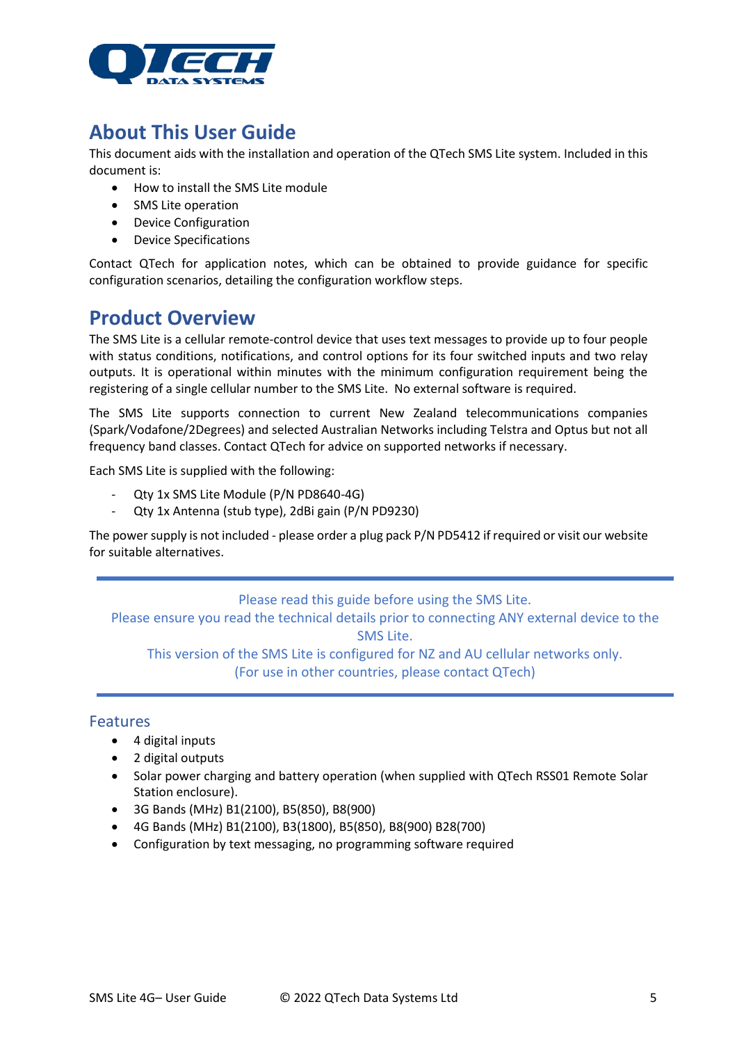## About This User Guide

This document aids with the installation and operation of the QTech SMS Lite system. Included in this document is:

- How to install the SMS Lite module
- SMS Lite operation
- Device Configuration
- Device Specifications

Contact QTech for application notes, which can be obtained to provide guidance for specific configuration scenarios, detailing the configuration workflow steps.

## Product Overview

The SMS Lite is a cellular remote-control device that uses text messages to provide up to four people with status conditions, notifications, and control options for its four switched inputs and two relay outputs. It is operational within minutes with the minimum configuration requirement being the registering of a single cellular number to the SMS Lite. No external software is required.

The SMS Lite supports connection to current New Zealand telecommunications companies (Spark/Vodafone/2Degrees) and selected Australian Networks including Telstra and Optus but not all frequency band classes. Contact QTech for advice on supported networks if necessary.

Each SMS Lite is supplied with the following:

- Qty 1x SMS Lite Module (P/N PD8640-4G)
- Qty 1x Antenna (stub type), 2dBi gain (P/N PD9230)

The power supply is not included - please order a plug pack P/N PD5412 if required or visit our website for suitable alternatives.

---

Please read this guide before using the SMS Lite.
Please ensure you read the technical details prior to connecting ANY external device to the SMS Lite.
This version of the SMS Lite is configured for NZ and AU cellular networks only.
(For use in other countries, please contact QTech)

---

### Features

- 4 digital inputs
- 2 digital outputs
- Solar power charging and battery operation (when supplied with QTech RSS01 Remote Solar Station enclosure).
- 3G Bands (MHz) B1(2100), B5(850), B8(900)
- 4G Bands (MHz) B1(2100), B3(1800), B5(850), B8(900) B28(700)
- Configuration by text messaging, no programming software required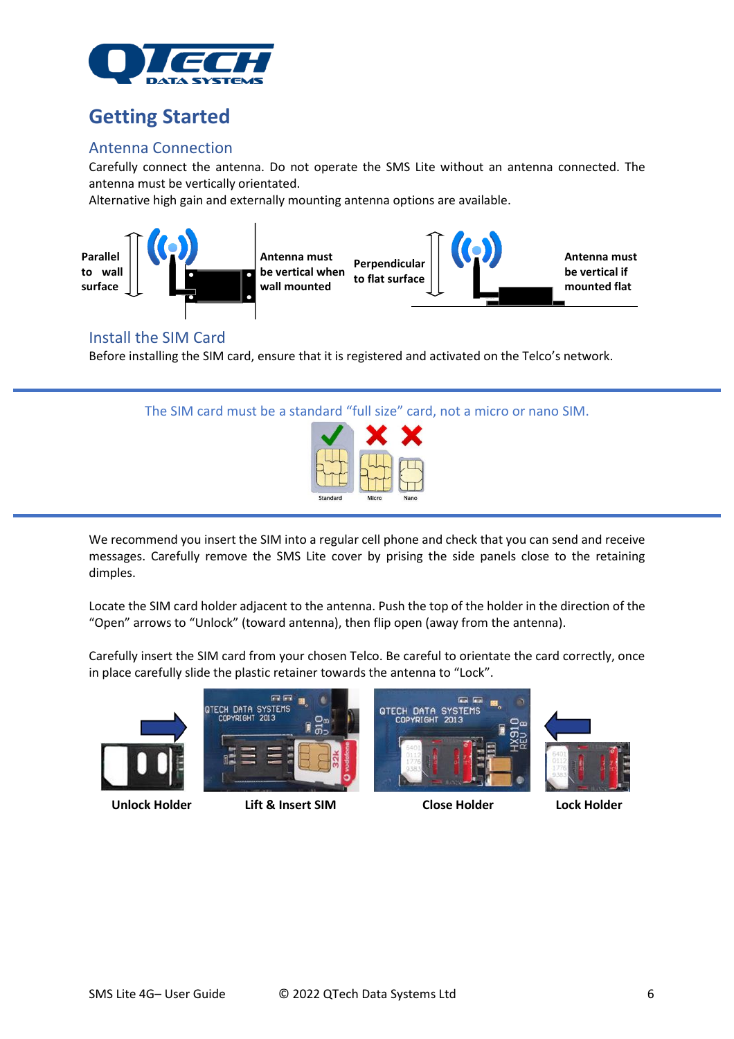## Getting Started

### Antenna Connection

Carefully connect the antenna. Do not operate the SMS Lite without an antenna connected. The antenna must be vertically orientated.

Alternative high gain and externally mounting antenna options are available.

**Parallel to wall surface** — **Antenna must be vertical when wall mounted**

**Perpendicular to flat surface** — **Antenna must be vertical if mounted flat**

### Install the SIM Card

Before installing the SIM card, ensure that it is registered and activated on the Telco's network.

The SIM card must be a standard "full size" card, not a micro or nano SIM.

Standard | Micro | Nano

We recommend you insert the SIM into a regular cell phone and check that you can send and receive messages. Carefully remove the SMS Lite cover by prising the side panels close to the retaining dimples.

Locate the SIM card holder adjacent to the antenna. Push the top of the holder in the direction of the "Open" arrows to "Unlock" (toward antenna), then flip open (away from the antenna).

Carefully insert the SIM card from your chosen Telco. Be careful to orientate the card correctly, once in place carefully slide the plastic retainer towards the antenna to "Lock".

**Unlock Holder** | **Lift & Insert SIM** | **Close Holder** | **Lock Holder**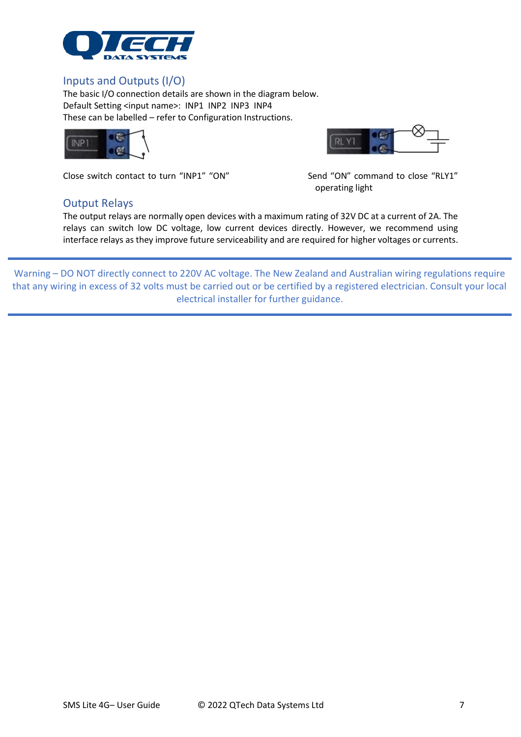## Inputs and Outputs (I/O)

The basic I/O connection details are shown in the diagram below.
Default Setting <input name>: INP1 INP2 INP3 INP4
These can be labelled – refer to Configuration Instructions.

Close switch contact to turn "INP1" "ON"

Send "ON" command to close "RLY1" operating light

## Output Relays

The output relays are normally open devices with a maximum rating of 32V DC at a current of 2A. The relays can switch low DC voltage, low current devices directly. However, we recommend using interface relays as they improve future serviceability and are required for higher voltages or currents.

---

Warning – DO NOT directly connect to 220V AC voltage. The New Zealand and Australian wiring regulations require that any wiring in excess of 32 volts must be carried out or be certified by a registered electrician. Consult your local electrical installer for further guidance.

---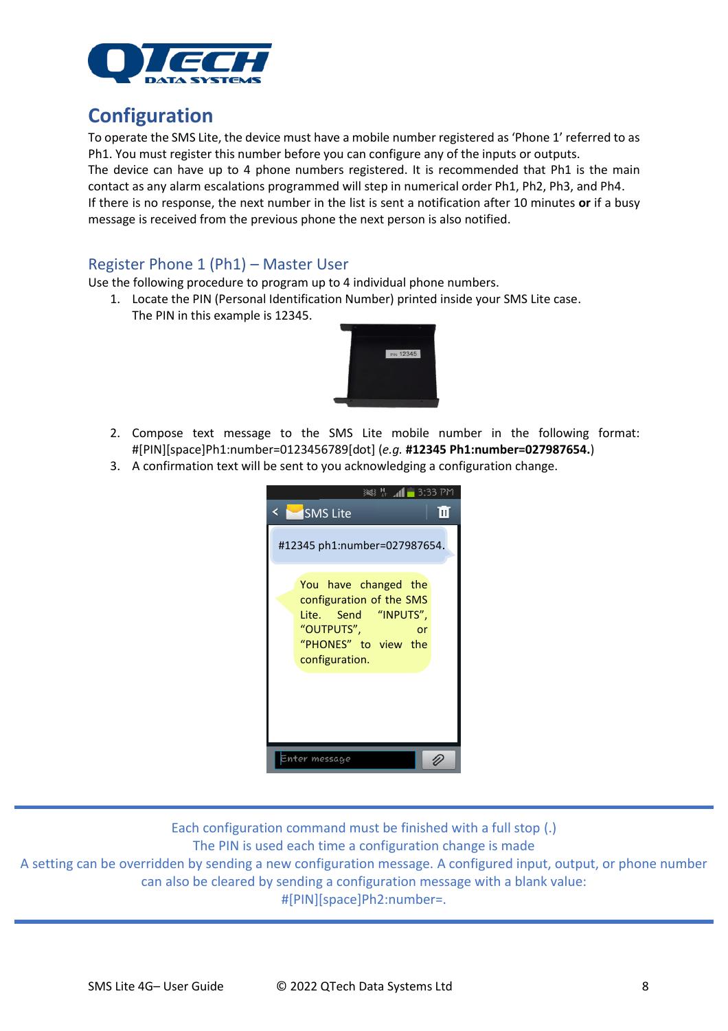# Configuration

To operate the SMS Lite, the device must have a mobile number registered as 'Phone 1' referred to as Ph1. You must register this number before you can configure any of the inputs or outputs.

The device can have up to 4 phone numbers registered. It is recommended that Ph1 is the main contact as any alarm escalations programmed will step in numerical order Ph1, Ph2, Ph3, and Ph4.

If there is no response, the next number in the list is sent a notification after 10 minutes **or** if a busy message is received from the previous phone the next person is also notified.

## Register Phone 1 (Ph1) – Master User

Use the following procedure to program up to 4 individual phone numbers.

1. Locate the PIN (Personal Identification Number) printed inside your SMS Lite case. The PIN in this example is 12345.
2. Compose text message to the SMS Lite mobile number in the following format: #[PIN][space]Ph1:number=0123456789[dot] (*e.g.* **#12345 Ph1:number=027987654.**)
3. A confirmation text will be sent to you acknowledging a configuration change.

---

Each configuration command must be finished with a full stop (.)

The PIN is used each time a configuration change is made

A setting can be overridden by sending a new configuration message. A configured input, output, or phone number can also be cleared by sending a configuration message with a blank value: #[PIN][space]Ph2:number=.

---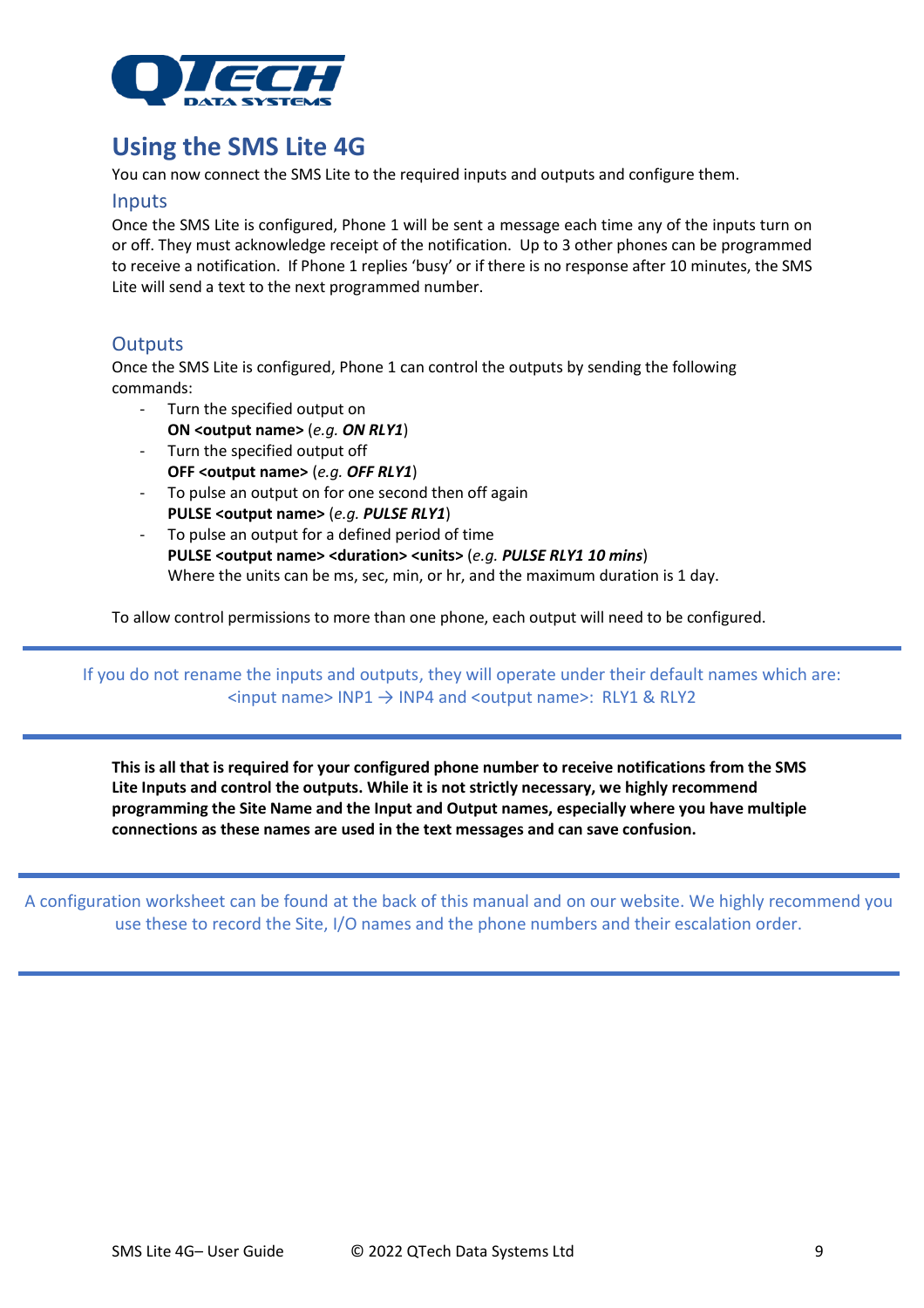# Using the SMS Lite 4G

You can now connect the SMS Lite to the required inputs and outputs and configure them.

## Inputs

Once the SMS Lite is configured, Phone 1 will be sent a message each time any of the inputs turn on or off. They must acknowledge receipt of the notification. Up to 3 other phones can be programmed to receive a notification. If Phone 1 replies 'busy' or if there is no response after 10 minutes, the SMS Lite will send a text to the next programmed number.

## Outputs

Once the SMS Lite is configured, Phone 1 can control the outputs by sending the following commands:

- Turn the specified output on
  **ON <output name>** (*e.g.* ***ON RLY1***)
- Turn the specified output off
  **OFF <output name>** (*e.g.* ***OFF RLY1***)
- To pulse an output on for one second then off again
  **PULSE <output name>** (*e.g.* ***PULSE RLY1***)
- To pulse an output for a defined period of time
  **PULSE <output name> <duration> <units>** (*e.g.* ***PULSE RLY1 10 mins***)
  Where the units can be ms, sec, min, or hr, and the maximum duration is 1 day.

To allow control permissions to more than one phone, each output will need to be configured.

---

If you do not rename the inputs and outputs, they will operate under their default names which are: <input name> INP1 → INP4 and <output name>: RLY1 & RLY2

---

**This is all that is required for your configured phone number to receive notifications from the SMS Lite Inputs and control the outputs. While it is not strictly necessary, we highly recommend programming the Site Name and the Input and Output names, especially where you have multiple connections as these names are used in the text messages and can save confusion.**

---

A configuration worksheet can be found at the back of this manual and on our website. We highly recommend you use these to record the Site, I/O names and the phone numbers and their escalation order.

---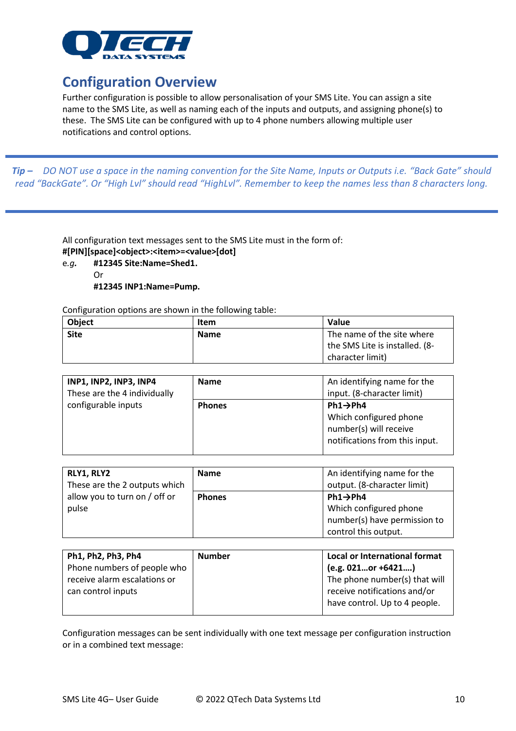## Configuration Overview

Further configuration is possible to allow personalisation of your SMS Lite. You can assign a site name to the SMS Lite, as well as naming each of the inputs and outputs, and assigning phone(s) to these. The SMS Lite can be configured with up to 4 phone numbers allowing multiple user notifications and control options.

---

***Tip –*** *DO NOT use a space in the naming convention for the Site Name, Inputs or Outputs i.e. "Back Gate" should read "BackGate". Or "High Lvl" should read "HighLvl". Remember to keep the names less than 8 characters long.*

---

All configuration text messages sent to the SMS Lite must in the form of:
**#[PIN][space]<object>:<item>=<value>[dot]**

e.*g.* **#12345 Site:Name=Shed1.**
Or
**#12345 INP1:Name=Pump.**

Configuration options are shown in the following table:

| Object | Item | Value |
|---|---|---|
| **Site** | **Name** | The name of the site where the SMS Lite is installed. (8-character limit) |
| **INP1, INP2, INP3, INP4** These are the 4 individually configurable inputs | **Name** | An identifying name for the input. (8-character limit) |
| | **Phones** | **Ph1→Ph4** Which configured phone number(s) will receive notifications from this input. |
| **RLY1, RLY2** These are the 2 outputs which allow you to turn on / off or pulse | **Name** | An identifying name for the output. (8-character limit) |
| | **Phones** | **Ph1→Ph4** Which configured phone number(s) have permission to control this output. |
| **Ph1, Ph2, Ph3, Ph4** Phone numbers of people who receive alarm escalations or can control inputs | **Number** | **Local or International format (e.g. 021…or +6421….)** The phone number(s) that will receive notifications and/or have control. Up to 4 people. |

Configuration messages can be sent individually with one text message per configuration instruction or in a combined text message: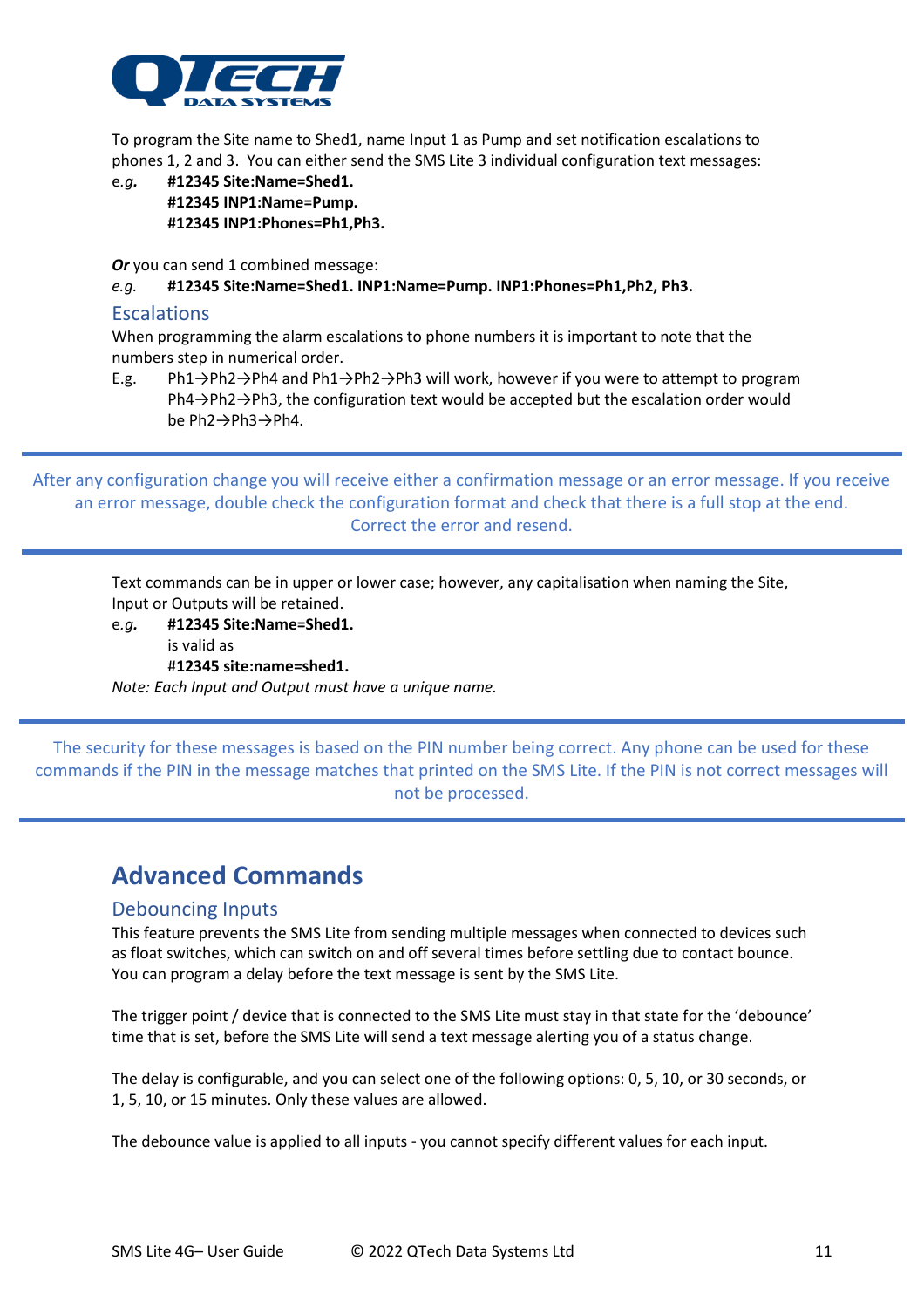To program the Site name to Shed1, name Input 1 as Pump and set notification escalations to phones 1, 2 and 3. You can either send the SMS Lite 3 individual configuration text messages:

e.*g.* **#12345 Site:Name=Shed1.**
**#12345 INP1:Name=Pump.**
**#12345 INP1:Phones=Ph1,Ph3.**

***Or*** you can send 1 combined message:

*e.g.* **#12345 Site:Name=Shed1. INP1:Name=Pump. INP1:Phones=Ph1,Ph2, Ph3.**

## Escalations

When programming the alarm escalations to phone numbers it is important to note that the numbers step in numerical order.

E.g. Ph1→Ph2→Ph4 and Ph1→Ph2→Ph3 will work, however if you were to attempt to program Ph4→Ph2→Ph3, the configuration text would be accepted but the escalation order would be Ph2→Ph3→Ph4.

---

After any configuration change you will receive either a confirmation message or an error message. If you receive an error message, double check the configuration format and check that there is a full stop at the end. Correct the error and resend.

---

Text commands can be in upper or lower case; however, any capitalisation when naming the Site, Input or Outputs will be retained.

e.*g.* **#12345 Site:Name=Shed1.**
is valid as
#**12345 site:name=shed1.**

*Note: Each Input and Output must have a unique name.*

---

The security for these messages is based on the PIN number being correct. Any phone can be used for these commands if the PIN in the message matches that printed on the SMS Lite. If the PIN is not correct messages will not be processed.

---

# Advanced Commands

## Debouncing Inputs

This feature prevents the SMS Lite from sending multiple messages when connected to devices such as float switches, which can switch on and off several times before settling due to contact bounce. You can program a delay before the text message is sent by the SMS Lite.

The trigger point / device that is connected to the SMS Lite must stay in that state for the 'debounce' time that is set, before the SMS Lite will send a text message alerting you of a status change.

The delay is configurable, and you can select one of the following options: 0, 5, 10, or 30 seconds, or 1, 5, 10, or 15 minutes. Only these values are allowed.

The debounce value is applied to all inputs - you cannot specify different values for each input.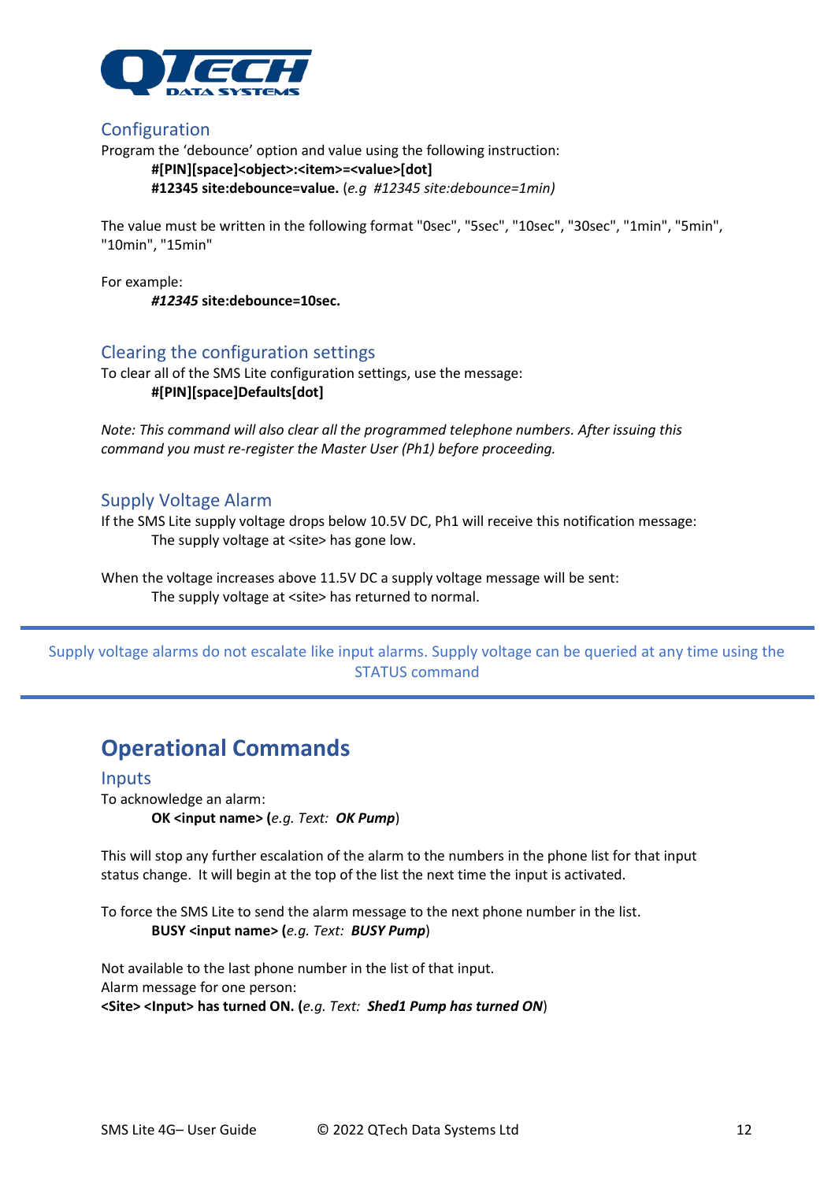## Configuration

Program the 'debounce' option and value using the following instruction:

**#[PIN][space]<object>:<item>=<value>[dot]**

**#12345 site:debounce=value.** (*e.g #12345 site:debounce=1min)*

The value must be written in the following format "0sec", "5sec", "10sec", "30sec", "1min", "5min", "10min", "15min"

For example:

***#12345* site:debounce=10sec.**

## Clearing the configuration settings

To clear all of the SMS Lite configuration settings, use the message:

**#[PIN][space]Defaults[dot]**

*Note: This command will also clear all the programmed telephone numbers. After issuing this command you must re-register the Master User (Ph1) before proceeding.*

## Supply Voltage Alarm

If the SMS Lite supply voltage drops below 10.5V DC, Ph1 will receive this notification message:

The supply voltage at <site> has gone low.

When the voltage increases above 11.5V DC a supply voltage message will be sent:

The supply voltage at <site> has returned to normal.

---

Supply voltage alarms do not escalate like input alarms. Supply voltage can be queried at any time using the STATUS command

---

# Operational Commands

## Inputs

To acknowledge an alarm:

**OK <input name> (***e.g. Text:* ***OK Pump***)

This will stop any further escalation of the alarm to the numbers in the phone list for that input status change. It will begin at the top of the list the next time the input is activated.

To force the SMS Lite to send the alarm message to the next phone number in the list.

**BUSY <input name> (***e.g. Text:* ***BUSY Pump***)

Not available to the last phone number in the list of that input.

Alarm message for one person:

**<Site> <Input> has turned ON. (***e.g. Text:* ***Shed1 Pump has turned ON***)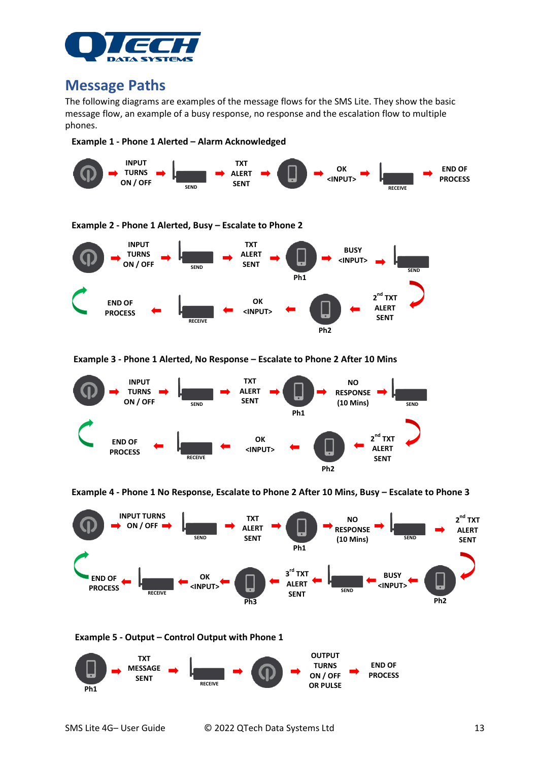## Message Paths

The following diagrams are examples of the message flows for the SMS Lite. They show the basic message flow, an example of a busy response, no response and the escalation flow to multiple phones.

**Example 1 - Phone 1 Alerted – Alarm Acknowledged**

INPUT TURNS ON / OFF → SEND → TXT ALERT SENT → OK <INPUT> → RECEIVE → END OF PROCESS

**Example 2 - Phone 1 Alerted, Busy – Escalate to Phone 2**

INPUT TURNS ON / OFF → SEND → TXT ALERT SENT → Ph1 → BUSY <INPUT> → SEND → 2nd TXT ALERT SENT → Ph2 → OK <INPUT> → RECEIVE → END OF PROCESS

**Example 3 - Phone 1 Alerted, No Response – Escalate to Phone 2 After 10 Mins**

INPUT TURNS ON / OFF → SEND → TXT ALERT SENT → Ph1 → NO RESPONSE (10 Mins) → SEND → 2nd TXT ALERT SENT → Ph2 → OK <INPUT> → RECEIVE → END OF PROCESS

**Example 4 - Phone 1 No Response, Escalate to Phone 2 After 10 Mins, Busy – Escalate to Phone 3**

INPUT TURNS ON / OFF → SEND → TXT ALERT SENT → Ph1 → NO RESPONSE (10 Mins) → SEND → 2nd TXT ALERT SENT → Ph2 → BUSY <INPUT> → SEND → 3rd TXT ALERT SENT → Ph3 → OK <INPUT> → RECEIVE → END OF PROCESS

**Example 5 - Output – Control Output with Phone 1**

Ph1 → TXT MESSAGE SENT → RECEIVE → OUTPUT TURNS ON / OFF OR PULSE → END OF PROCESS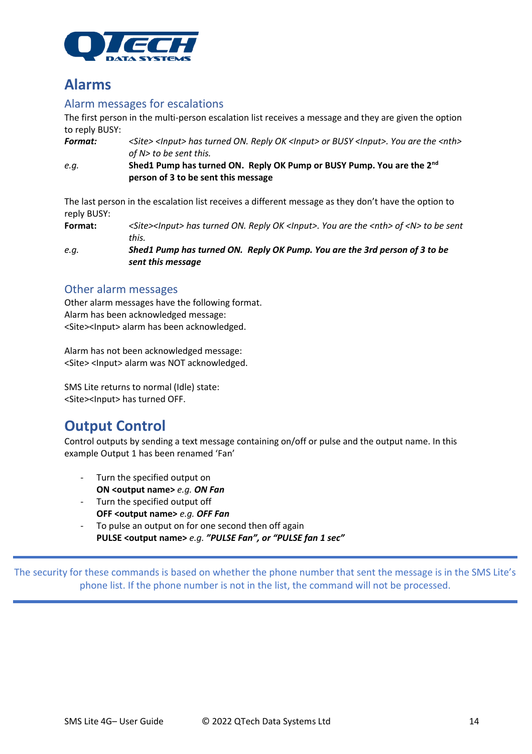# Alarms

## Alarm messages for escalations

The first person in the multi-person escalation list receives a message and they are given the option to reply BUSY:

***Format:*** *<Site> <Input> has turned ON. Reply OK <Input> or BUSY <Input>. You are the <nth> of N> to be sent this.*

*e.g.* **Shed1 Pump has turned ON. Reply OK Pump or BUSY Pump. You are the 2nd person of 3 to be sent this message**

The last person in the escalation list receives a different message as they don't have the option to reply BUSY:

**Format:** *<Site><Input> has turned ON. Reply OK <Input>. You are the <nth> of <N> to be sent this.*

*e.g.* ***Shed1 Pump has turned ON. Reply OK Pump. You are the 3rd person of 3 to be sent this message***

## Other alarm messages

Other alarm messages have the following format.
Alarm has been acknowledged message:
<Site><Input> alarm has been acknowledged.

Alarm has not been acknowledged message:
<Site> <Input> alarm was NOT acknowledged.

SMS Lite returns to normal (Idle) state:
<Site><Input> has turned OFF.

# Output Control

Control outputs by sending a text message containing on/off or pulse and the output name. In this example Output 1 has been renamed 'Fan'

- Turn the specified output on
  **ON <output name>** *e.g.* ***ON Fan***
- Turn the specified output off
  **OFF <output name>** *e.g.* ***OFF Fan***
- To pulse an output on for one second then off again
  **PULSE <output name>** *e.g.* ***"PULSE Fan", or "PULSE fan 1 sec"***

---

The security for these commands is based on whether the phone number that sent the message is in the SMS Lite's phone list. If the phone number is not in the list, the command will not be processed.

---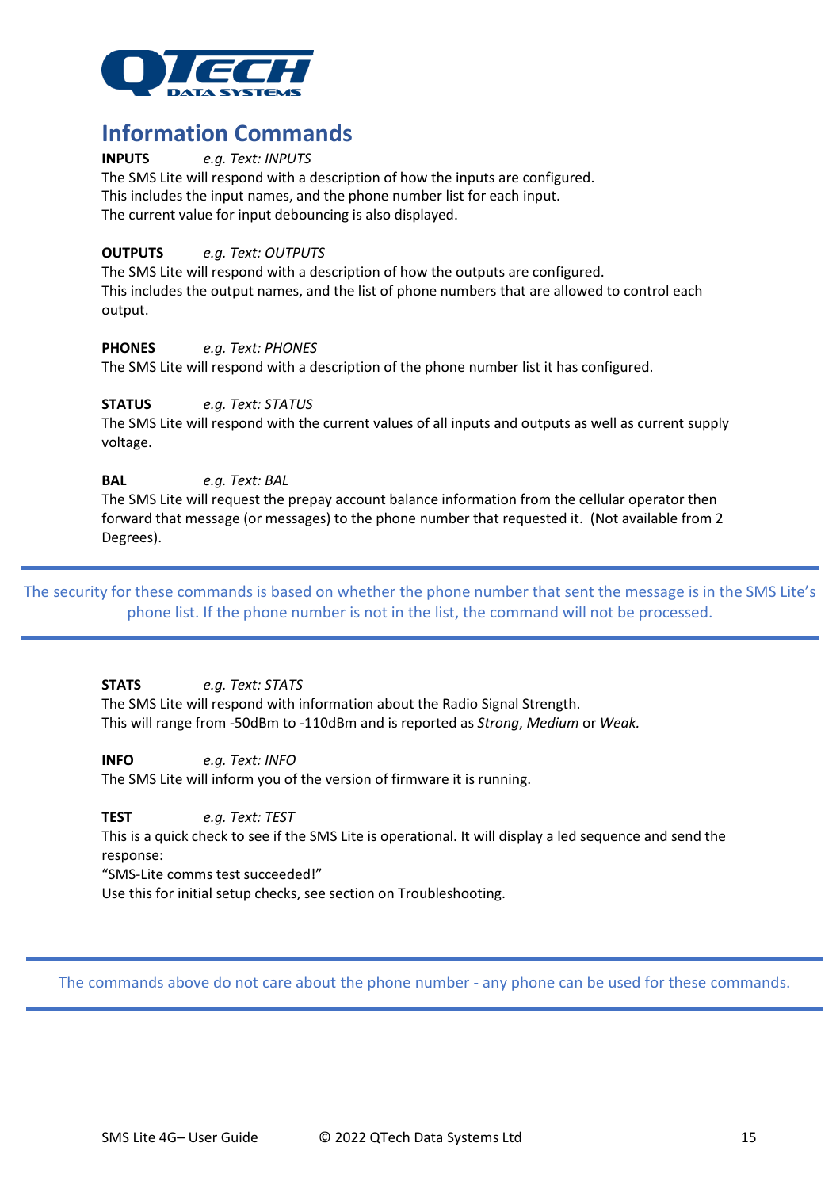## Information Commands

**INPUTS** *e.g. Text: INPUTS*
The SMS Lite will respond with a description of how the inputs are configured.
This includes the input names, and the phone number list for each input.
The current value for input debouncing is also displayed.

**OUTPUTS** *e.g. Text: OUTPUTS*
The SMS Lite will respond with a description of how the outputs are configured.
This includes the output names, and the list of phone numbers that are allowed to control each output.

**PHONES** *e.g. Text: PHONES*
The SMS Lite will respond with a description of the phone number list it has configured.

**STATUS** *e.g. Text: STATUS*
The SMS Lite will respond with the current values of all inputs and outputs as well as current supply voltage.

**BAL** *e.g. Text: BAL*
The SMS Lite will request the prepay account balance information from the cellular operator then forward that message (or messages) to the phone number that requested it. (Not available from 2 Degrees).

---

The security for these commands is based on whether the phone number that sent the message is in the SMS Lite's phone list. If the phone number is not in the list, the command will not be processed.

---

**STATS** *e.g. Text: STATS*
The SMS Lite will respond with information about the Radio Signal Strength.
This will range from -50dBm to -110dBm and is reported as *Strong*, *Medium* or *Weak.*

**INFO** *e.g. Text: INFO*
The SMS Lite will inform you of the version of firmware it is running.

**TEST** *e.g. Text: TEST*
This is a quick check to see if the SMS Lite is operational. It will display a led sequence and send the response:
"SMS-Lite comms test succeeded!"
Use this for initial setup checks, see section on Troubleshooting.

---

The commands above do not care about the phone number - any phone can be used for these commands.

---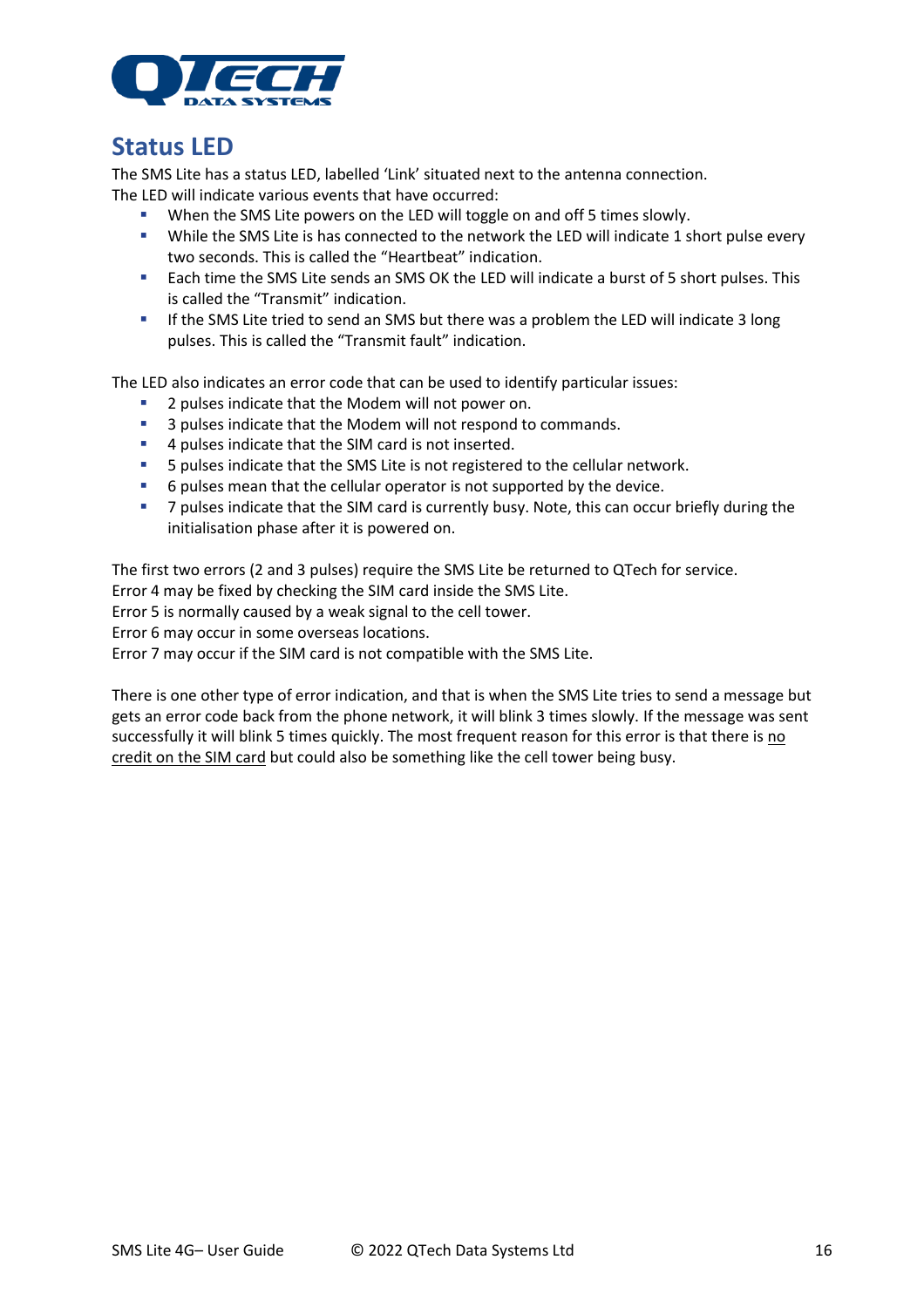## Status LED

The SMS Lite has a status LED, labelled 'Link' situated next to the antenna connection.
The LED will indicate various events that have occurred:

- When the SMS Lite powers on the LED will toggle on and off 5 times slowly.
- While the SMS Lite is has connected to the network the LED will indicate 1 short pulse every two seconds. This is called the "Heartbeat" indication.
- Each time the SMS Lite sends an SMS OK the LED will indicate a burst of 5 short pulses. This is called the "Transmit" indication.
- If the SMS Lite tried to send an SMS but there was a problem the LED will indicate 3 long pulses. This is called the "Transmit fault" indication.

The LED also indicates an error code that can be used to identify particular issues:

- 2 pulses indicate that the Modem will not power on.
- 3 pulses indicate that the Modem will not respond to commands.
- 4 pulses indicate that the SIM card is not inserted.
- 5 pulses indicate that the SMS Lite is not registered to the cellular network.
- 6 pulses mean that the cellular operator is not supported by the device.
- 7 pulses indicate that the SIM card is currently busy. Note, this can occur briefly during the initialisation phase after it is powered on.

The first two errors (2 and 3 pulses) require the SMS Lite be returned to QTech for service.
Error 4 may be fixed by checking the SIM card inside the SMS Lite.
Error 5 is normally caused by a weak signal to the cell tower.
Error 6 may occur in some overseas locations.
Error 7 may occur if the SIM card is not compatible with the SMS Lite.

There is one other type of error indication, and that is when the SMS Lite tries to send a message but gets an error code back from the phone network, it will blink 3 times slowly. If the message was sent successfully it will blink 5 times quickly. The most frequent reason for this error is that there is no credit on the SIM card but could also be something like the cell tower being busy.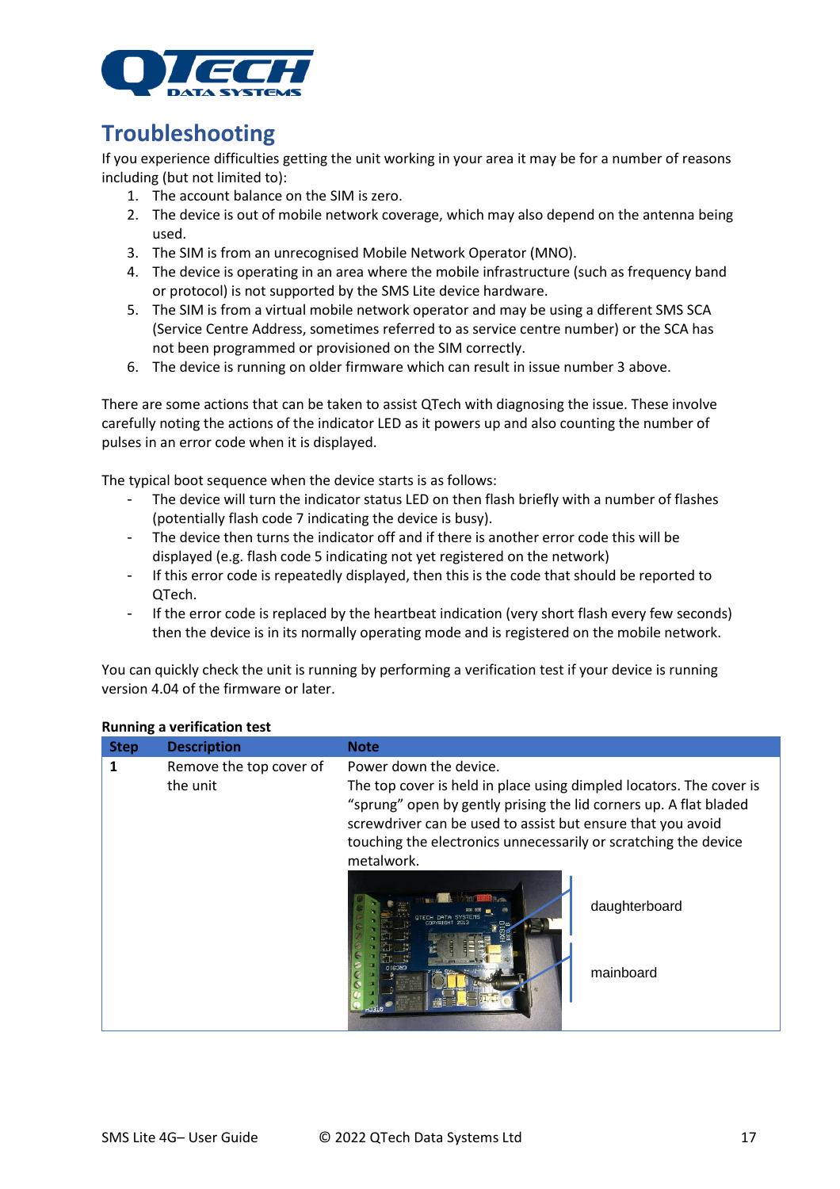# Troubleshooting

If you experience difficulties getting the unit working in your area it may be for a number of reasons including (but not limited to):

1. The account balance on the SIM is zero.
2. The device is out of mobile network coverage, which may also depend on the antenna being used.
3. The SIM is from an unrecognised Mobile Network Operator (MNO).
4. The device is operating in an area where the mobile infrastructure (such as frequency band or protocol) is not supported by the SMS Lite device hardware.
5. The SIM is from a virtual mobile network operator and may be using a different SMS SCA (Service Centre Address, sometimes referred to as service centre number) or the SCA has not been programmed or provisioned on the SIM correctly.
6. The device is running on older firmware which can result in issue number 3 above.

There are some actions that can be taken to assist QTech with diagnosing the issue. These involve carefully noting the actions of the indicator LED as it powers up and also counting the number of pulses in an error code when it is displayed.

The typical boot sequence when the device starts is as follows:

- The device will turn the indicator status LED on then flash briefly with a number of flashes (potentially flash code 7 indicating the device is busy).
- The device then turns the indicator off and if there is another error code this will be displayed (e.g. flash code 5 indicating not yet registered on the network)
- If this error code is repeatedly displayed, then this is the code that should be reported to QTech.
- If the error code is replaced by the heartbeat indication (very short flash every few seconds) then the device is in its normally operating mode and is registered on the mobile network.

You can quickly check the unit is running by performing a verification test if your device is running version 4.04 of the firmware or later.

**Running a verification test**

| Step | Description | Note |
|---|---|---|
| 1 | Remove the top cover of the unit | Power down the device. The top cover is held in place using dimpled locators. The cover is "sprung" open by gently prising the lid corners up. A flat bladed screwdriver can be used to assist but ensure that you avoid touching the electronics unnecessarily or scratching the device metalwork. daughterboard mainboard |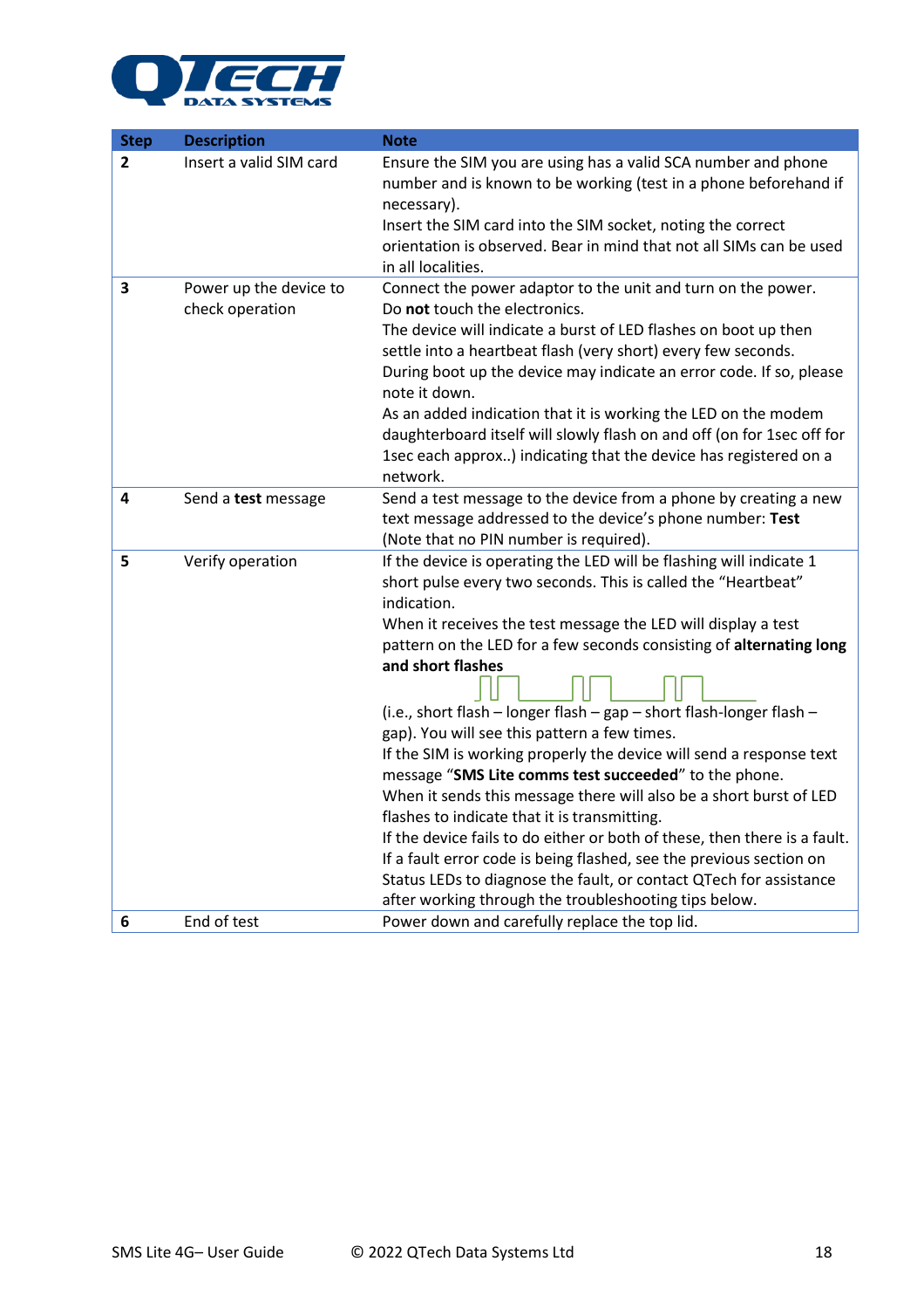| Step | Description | Note |
| --- | --- | --- |
| **2** | Insert a valid SIM card | Ensure the SIM you are using has a valid SCA number and phone number and is known to be working (test in a phone beforehand if necessary).<br>Insert the SIM card into the SIM socket, noting the correct orientation is observed. Bear in mind that not all SIMs can be used in all localities. |
| **3** | Power up the device to check operation | Connect the power adaptor to the unit and turn on the power.<br>Do **not** touch the electronics.<br>The device will indicate a burst of LED flashes on boot up then settle into a heartbeat flash (very short) every few seconds.<br>During boot up the device may indicate an error code. If so, please note it down.<br>As an added indication that it is working the LED on the modem daughterboard itself will slowly flash on and off (on for 1sec off for 1sec each approx..) indicating that the device has registered on a network. |
| **4** | Send a **test** message | Send a test message to the device from a phone by creating a new text message addressed to the device's phone number: **Test**<br>(Note that no PIN number is required). |
| **5** | Verify operation | If the device is operating the LED will be flashing will indicate 1 short pulse every two seconds. This is called the "Heartbeat" indication.<br>When it receives the test message the LED will display a test pattern on the LED for a few seconds consisting of **alternating long and short flashes**<br>(i.e., short flash – longer flash – gap – short flash-longer flash – gap). You will see this pattern a few times.<br>If the SIM is working properly the device will send a response text message "**SMS Lite comms test succeeded**" to the phone.<br>When it sends this message there will also be a short burst of LED flashes to indicate that it is transmitting.<br>If the device fails to do either or both of these, then there is a fault.<br>If a fault error code is being flashed, see the previous section on Status LEDs to diagnose the fault, or contact QTech for assistance after working through the troubleshooting tips below. |
| **6** | End of test | Power down and carefully replace the top lid. |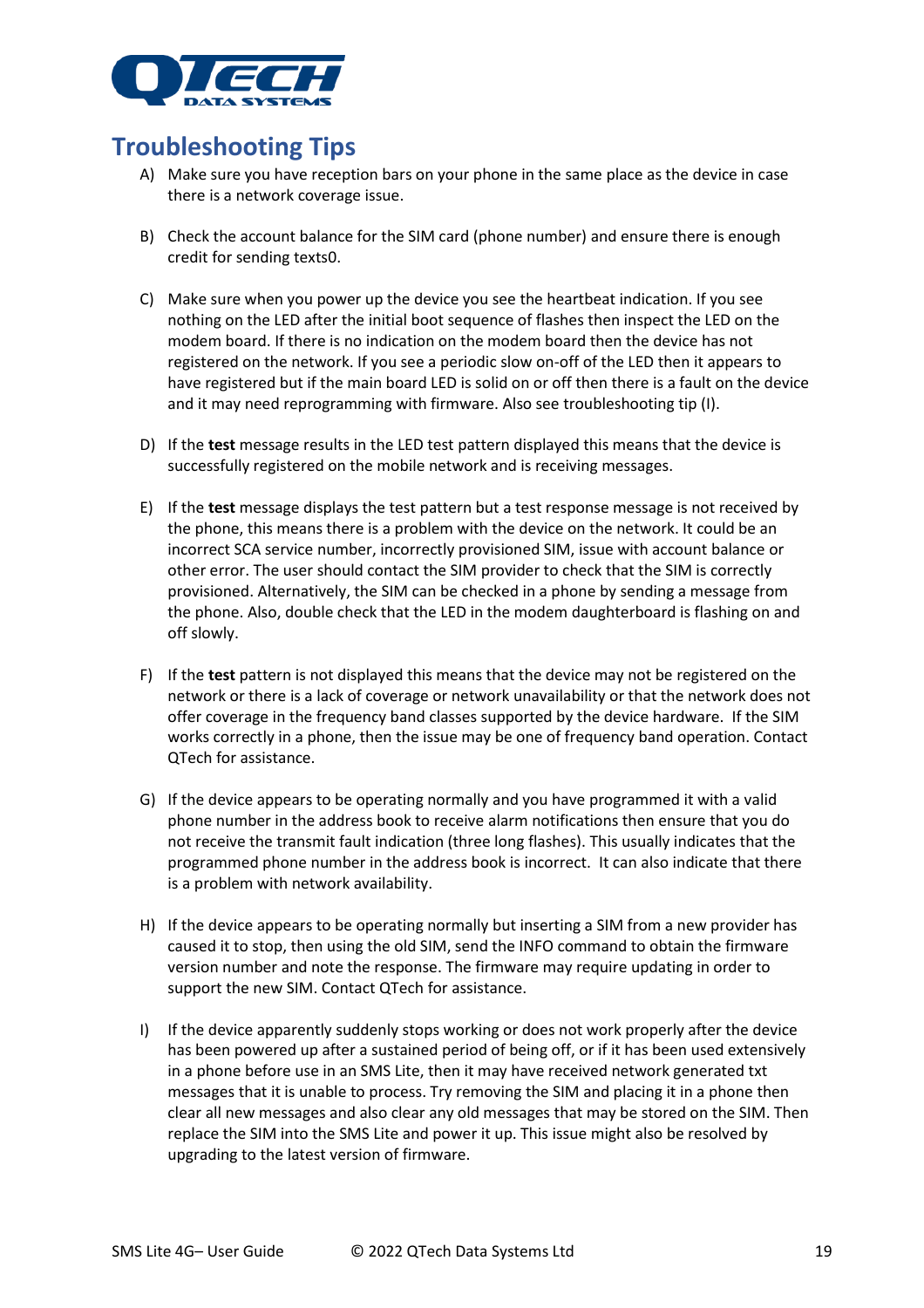## Troubleshooting Tips

A) Make sure you have reception bars on your phone in the same place as the device in case there is a network coverage issue.

B) Check the account balance for the SIM card (phone number) and ensure there is enough credit for sending texts0.

C) Make sure when you power up the device you see the heartbeat indication. If you see nothing on the LED after the initial boot sequence of flashes then inspect the LED on the modem board. If there is no indication on the modem board then the device has not registered on the network. If you see a periodic slow on-off of the LED then it appears to have registered but if the main board LED is solid on or off then there is a fault on the device and it may need reprogramming with firmware. Also see troubleshooting tip (I).

D) If the **test** message results in the LED test pattern displayed this means that the device is successfully registered on the mobile network and is receiving messages.

E) If the **test** message displays the test pattern but a test response message is not received by the phone, this means there is a problem with the device on the network. It could be an incorrect SCA service number, incorrectly provisioned SIM, issue with account balance or other error. The user should contact the SIM provider to check that the SIM is correctly provisioned. Alternatively, the SIM can be checked in a phone by sending a message from the phone. Also, double check that the LED in the modem daughterboard is flashing on and off slowly.

F) If the **test** pattern is not displayed this means that the device may not be registered on the network or there is a lack of coverage or network unavailability or that the network does not offer coverage in the frequency band classes supported by the device hardware. If the SIM works correctly in a phone, then the issue may be one of frequency band operation. Contact QTech for assistance.

G) If the device appears to be operating normally and you have programmed it with a valid phone number in the address book to receive alarm notifications then ensure that you do not receive the transmit fault indication (three long flashes). This usually indicates that the programmed phone number in the address book is incorrect. It can also indicate that there is a problem with network availability.

H) If the device appears to be operating normally but inserting a SIM from a new provider has caused it to stop, then using the old SIM, send the INFO command to obtain the firmware version number and note the response. The firmware may require updating in order to support the new SIM. Contact QTech for assistance.

I) If the device apparently suddenly stops working or does not work properly after the device has been powered up after a sustained period of being off, or if it has been used extensively in a phone before use in an SMS Lite, then it may have received network generated txt messages that it is unable to process. Try removing the SIM and placing it in a phone then clear all new messages and also clear any old messages that may be stored on the SIM. Then replace the SIM into the SMS Lite and power it up. This issue might also be resolved by upgrading to the latest version of firmware.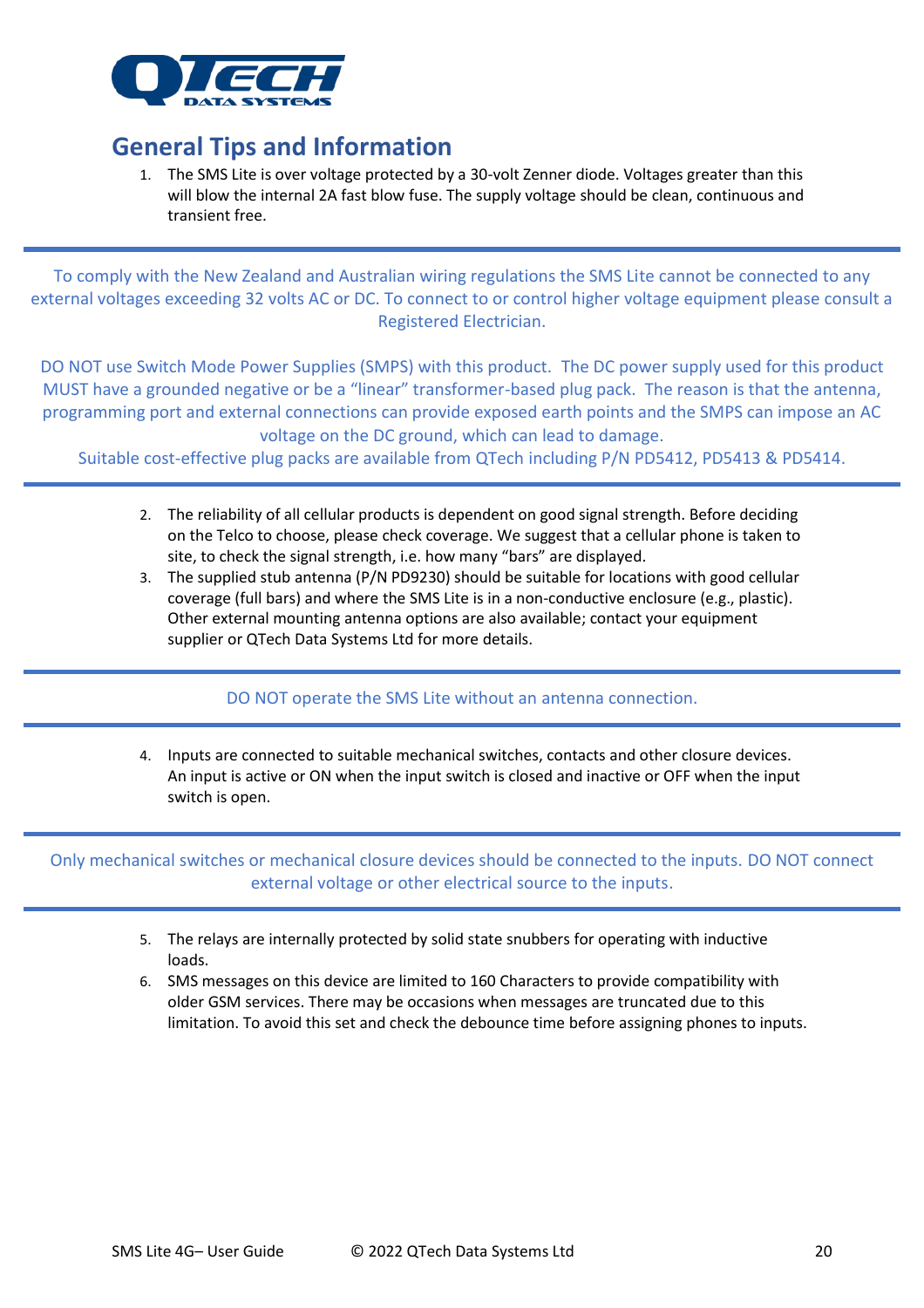## General Tips and Information

1. The SMS Lite is over voltage protected by a 30-volt Zenner diode. Voltages greater than this will blow the internal 2A fast blow fuse. The supply voltage should be clean, continuous and transient free.

---

To comply with the New Zealand and Australian wiring regulations the SMS Lite cannot be connected to any external voltages exceeding 32 volts AC or DC. To connect to or control higher voltage equipment please consult a Registered Electrician.

DO NOT use Switch Mode Power Supplies (SMPS) with this product. The DC power supply used for this product MUST have a grounded negative or be a "linear" transformer-based plug pack. The reason is that the antenna, programming port and external connections can provide exposed earth points and the SMPS can impose an AC voltage on the DC ground, which can lead to damage.
Suitable cost-effective plug packs are available from QTech including P/N PD5412, PD5413 & PD5414.

---

2. The reliability of all cellular products is dependent on good signal strength. Before deciding on the Telco to choose, please check coverage. We suggest that a cellular phone is taken to site, to check the signal strength, i.e. how many "bars" are displayed.
3. The supplied stub antenna (P/N PD9230) should be suitable for locations with good cellular coverage (full bars) and where the SMS Lite is in a non-conductive enclosure (e.g., plastic). Other external mounting antenna options are also available; contact your equipment supplier or QTech Data Systems Ltd for more details.

---

DO NOT operate the SMS Lite without an antenna connection.

---

4. Inputs are connected to suitable mechanical switches, contacts and other closure devices. An input is active or ON when the input switch is closed and inactive or OFF when the input switch is open.

---

Only mechanical switches or mechanical closure devices should be connected to the inputs. DO NOT connect external voltage or other electrical source to the inputs.

---

5. The relays are internally protected by solid state snubbers for operating with inductive loads.
6. SMS messages on this device are limited to 160 Characters to provide compatibility with older GSM services. There may be occasions when messages are truncated due to this limitation. To avoid this set and check the debounce time before assigning phones to inputs.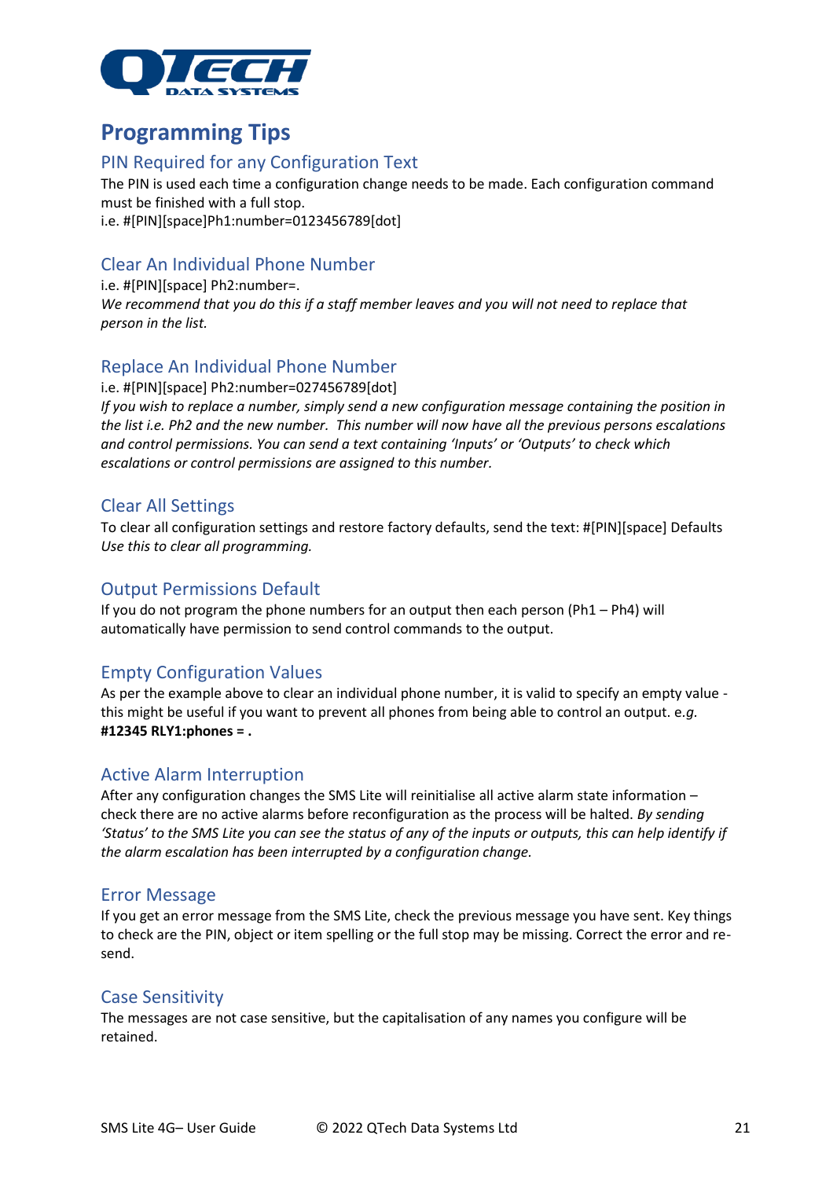# Programming Tips

## PIN Required for any Configuration Text

The PIN is used each time a configuration change needs to be made. Each configuration command must be finished with a full stop.
i.e. #[PIN][space]Ph1:number=0123456789[dot]

## Clear An Individual Phone Number

i.e. #[PIN][space] Ph2:number=.
*We recommend that you do this if a staff member leaves and you will not need to replace that person in the list.*

## Replace An Individual Phone Number

i.e. #[PIN][space] Ph2:number=027456789[dot]
*If you wish to replace a number, simply send a new configuration message containing the position in the list i.e. Ph2 and the new number. This number will now have all the previous persons escalations and control permissions. You can send a text containing 'Inputs' or 'Outputs' to check which escalations or control permissions are assigned to this number.*

## Clear All Settings

To clear all configuration settings and restore factory defaults, send the text: #[PIN][space] Defaults
*Use this to clear all programming.*

## Output Permissions Default

If you do not program the phone numbers for an output then each person (Ph1 – Ph4) will automatically have permission to send control commands to the output.

## Empty Configuration Values

As per the example above to clear an individual phone number, it is valid to specify an empty value - this might be useful if you want to prevent all phones from being able to control an output. e.*g.*
**#12345 RLY1:phones = .**

## Active Alarm Interruption

After any configuration changes the SMS Lite will reinitialise all active alarm state information – check there are no active alarms before reconfiguration as the process will be halted. *By sending 'Status' to the SMS Lite you can see the status of any of the inputs or outputs, this can help identify if the alarm escalation has been interrupted by a configuration change.*

## Error Message

If you get an error message from the SMS Lite, check the previous message you have sent. Key things to check are the PIN, object or item spelling or the full stop may be missing. Correct the error and re-send.

## Case Sensitivity

The messages are not case sensitive, but the capitalisation of any names you configure will be retained.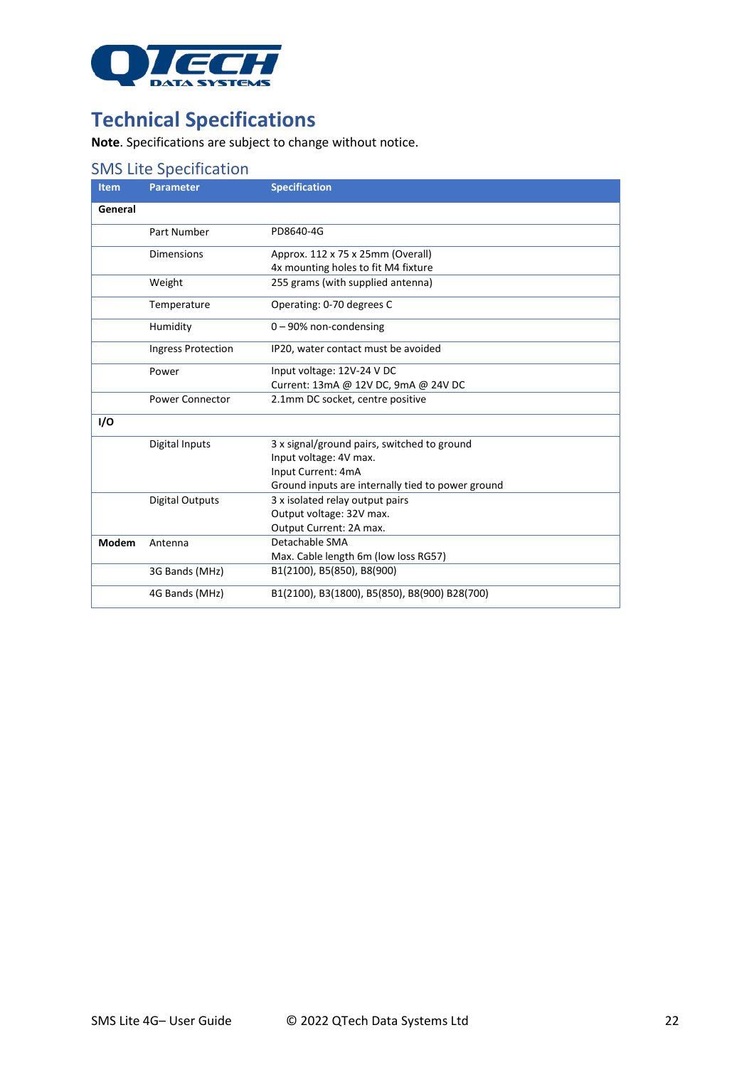# Technical Specifications

**Note**. Specifications are subject to change without notice.

## SMS Lite Specification

| Item | Parameter | Specification |
|---|---|---|
| **General** | | |
| | Part Number | PD8640-4G |
| | Dimensions | Approx. 112 x 75 x 25mm (Overall)<br>4x mounting holes to fit M4 fixture |
| | Weight | 255 grams (with supplied antenna) |
| | Temperature | Operating: 0-70 degrees C |
| | Humidity | 0 – 90% non-condensing |
| | Ingress Protection | IP20, water contact must be avoided |
| | Power | Input voltage: 12V-24 V DC<br>Current: 13mA @ 12V DC, 9mA @ 24V DC |
| | Power Connector | 2.1mm DC socket, centre positive |
| **I/O** | | |
| | Digital Inputs | 3 x signal/ground pairs, switched to ground<br>Input voltage: 4V max.<br>Input Current: 4mA<br>Ground inputs are internally tied to power ground |
| | Digital Outputs | 3 x isolated relay output pairs<br>Output voltage: 32V max.<br>Output Current: 2A max. |
| **Modem** | Antenna | Detachable SMA<br>Max. Cable length 6m (low loss RG57) |
| | 3G Bands (MHz) | B1(2100), B5(850), B8(900) |
| | 4G Bands (MHz) | B1(2100), B3(1800), B5(850), B8(900) B28(700) |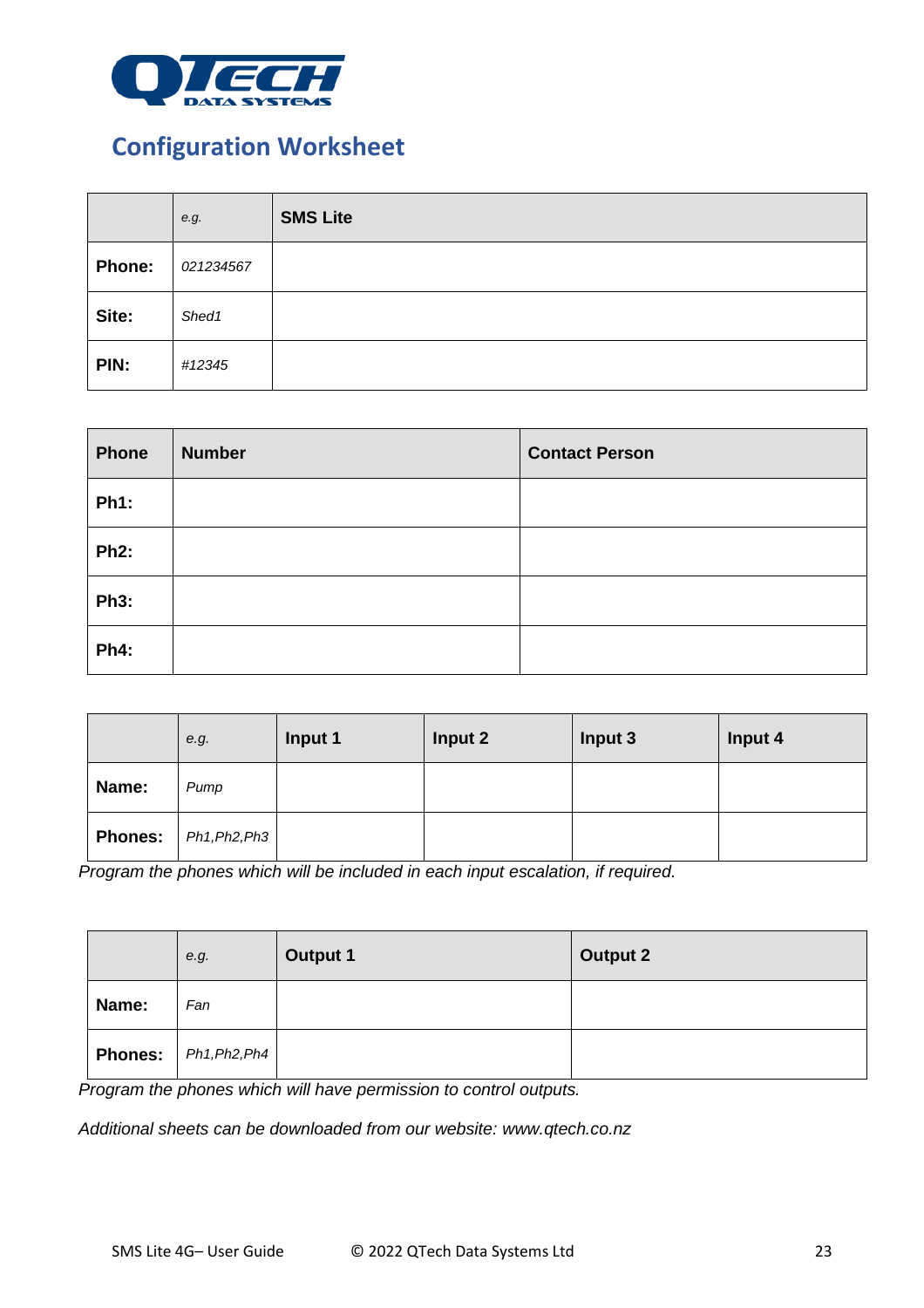## Configuration Worksheet

| | *e.g.* | **SMS Lite** |
|---|---|---|
| **Phone:** | *021234567* | |
| **Site:** | *Shed1* | |
| **PIN:** | *#12345* | |

| **Phone** | **Number** | **Contact Person** |
|---|---|---|
| **Ph1:** | | |
| **Ph2:** | | |
| **Ph3:** | | |
| **Ph4:** | | |

| | *e.g.* | **Input 1** | **Input 2** | **Input 3** | **Input 4** |
|---|---|---|---|---|---|
| **Name:** | *Pump* | | | | |
| **Phones:** | *Ph1,Ph2,Ph3* | | | | |

*Program the phones which will be included in each input escalation, if required.*

| | *e.g.* | **Output 1** | **Output 2** |
|---|---|---|---|
| **Name:** | *Fan* | | |
| **Phones:** | *Ph1,Ph2,Ph4* | | |

*Program the phones which will have permission to control outputs.*

*Additional sheets can be downloaded from our website: www.qtech.co.nz*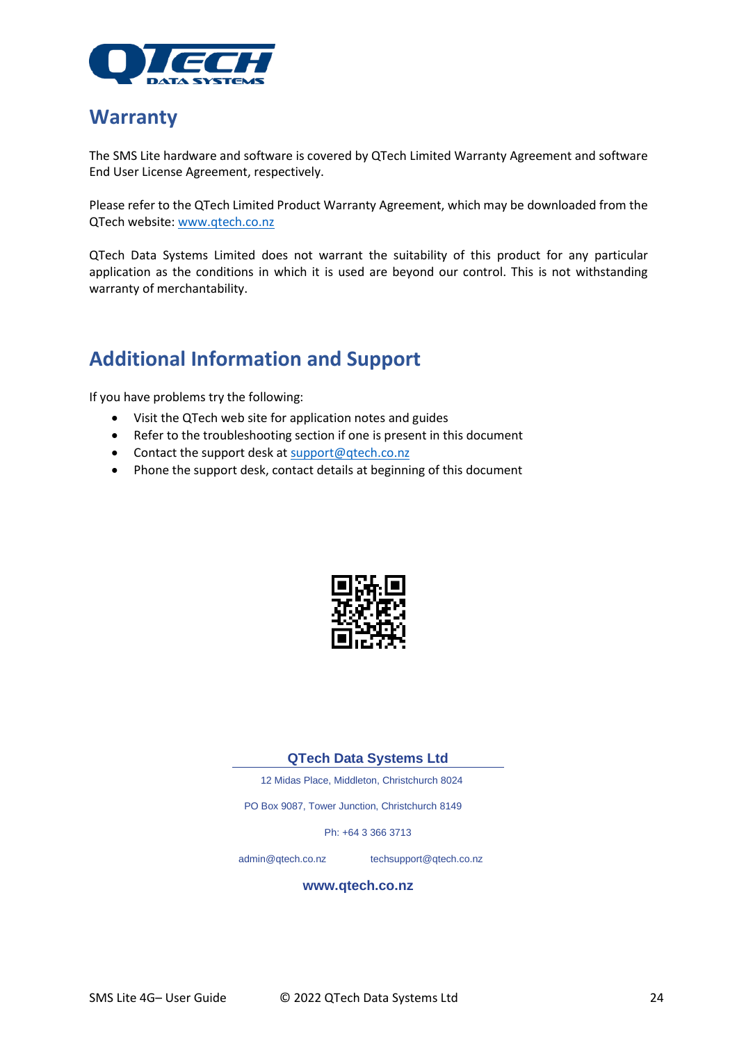## Warranty

The SMS Lite hardware and software is covered by QTech Limited Warranty Agreement and software End User License Agreement, respectively.

Please refer to the QTech Limited Product Warranty Agreement, which may be downloaded from the QTech website: [www.qtech.co.nz](http://www.qtech.co.nz)

QTech Data Systems Limited does not warrant the suitability of this product for any particular application as the conditions in which it is used are beyond our control. This is not withstanding warranty of merchantability.

## Additional Information and Support

If you have problems try the following:

- Visit the QTech web site for application notes and guides
- Refer to the troubleshooting section if one is present in this document
- Contact the support desk at [support@qtech.co.nz](mailto:support@qtech.co.nz)
- Phone the support desk, contact details at beginning of this document

**QTech Data Systems Ltd**

12 Midas Place, Middleton, Christchurch 8024

PO Box 9087, Tower Junction, Christchurch 8149

Ph: +64 3 366 3713

admin@qtech.co.nz techsupport@qtech.co.nz

**www.qtech.co.nz**